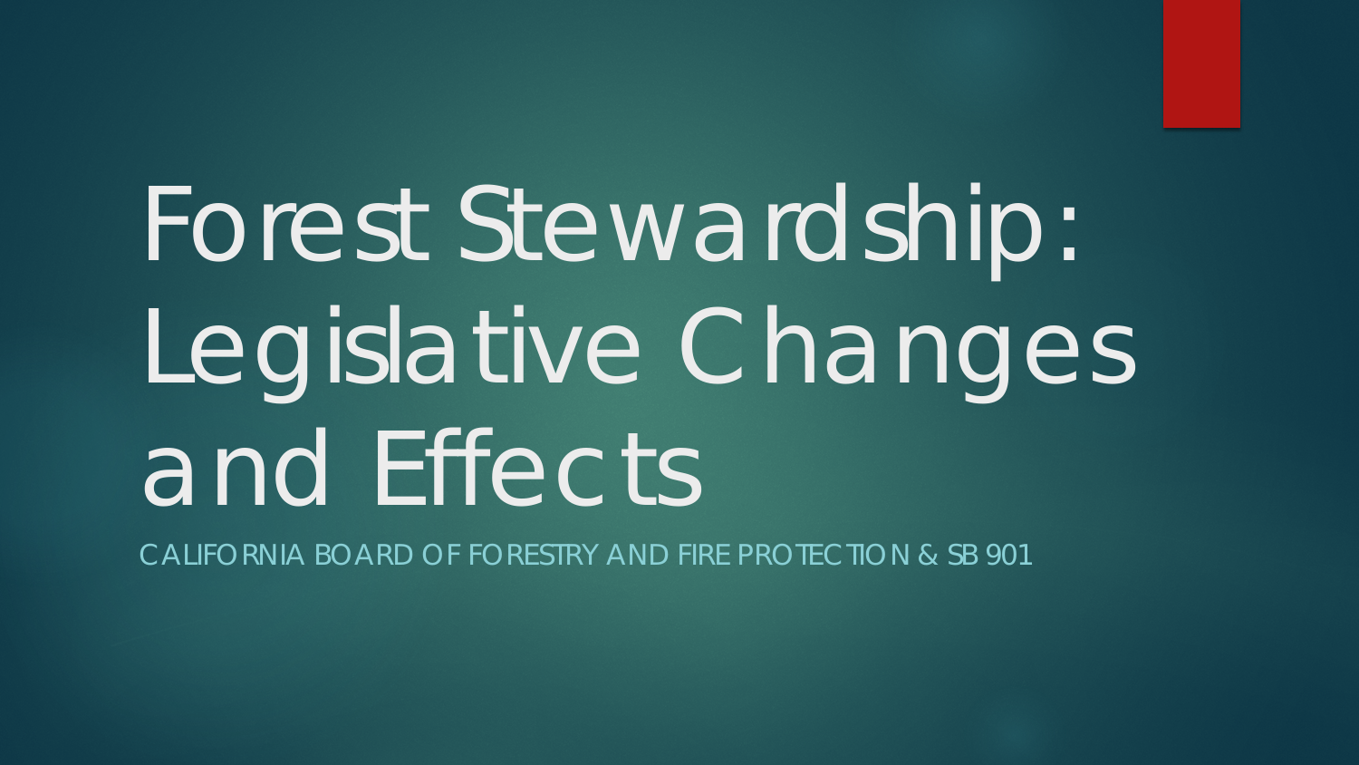# Forest Stewardship: Legislative Changes and Effects

CALIFORNIA BOARD OF FORESTRY AND FIRE PROTECTION & SB 901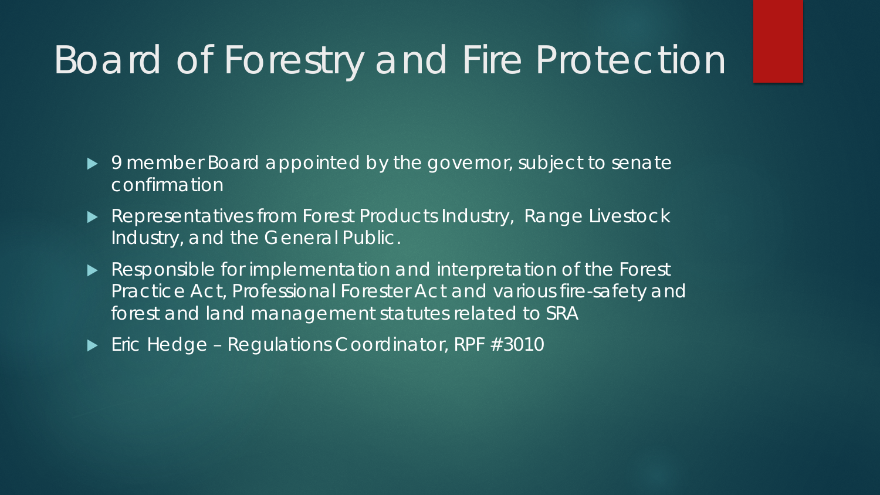# Board of Forestry and Fire Protection

- 9 member Board appointed by the governor, subject to senate confirmation
- Representatives from Forest Products Industry, Range Livestock Industry, and the General Public.
- Responsible for implementation and interpretation of the Forest Practice Act, Professional Forester Act and various fire-safety and forest and land management statutes related to SRA
- Eric Hedge – Regulations Coordinator, RPF #3010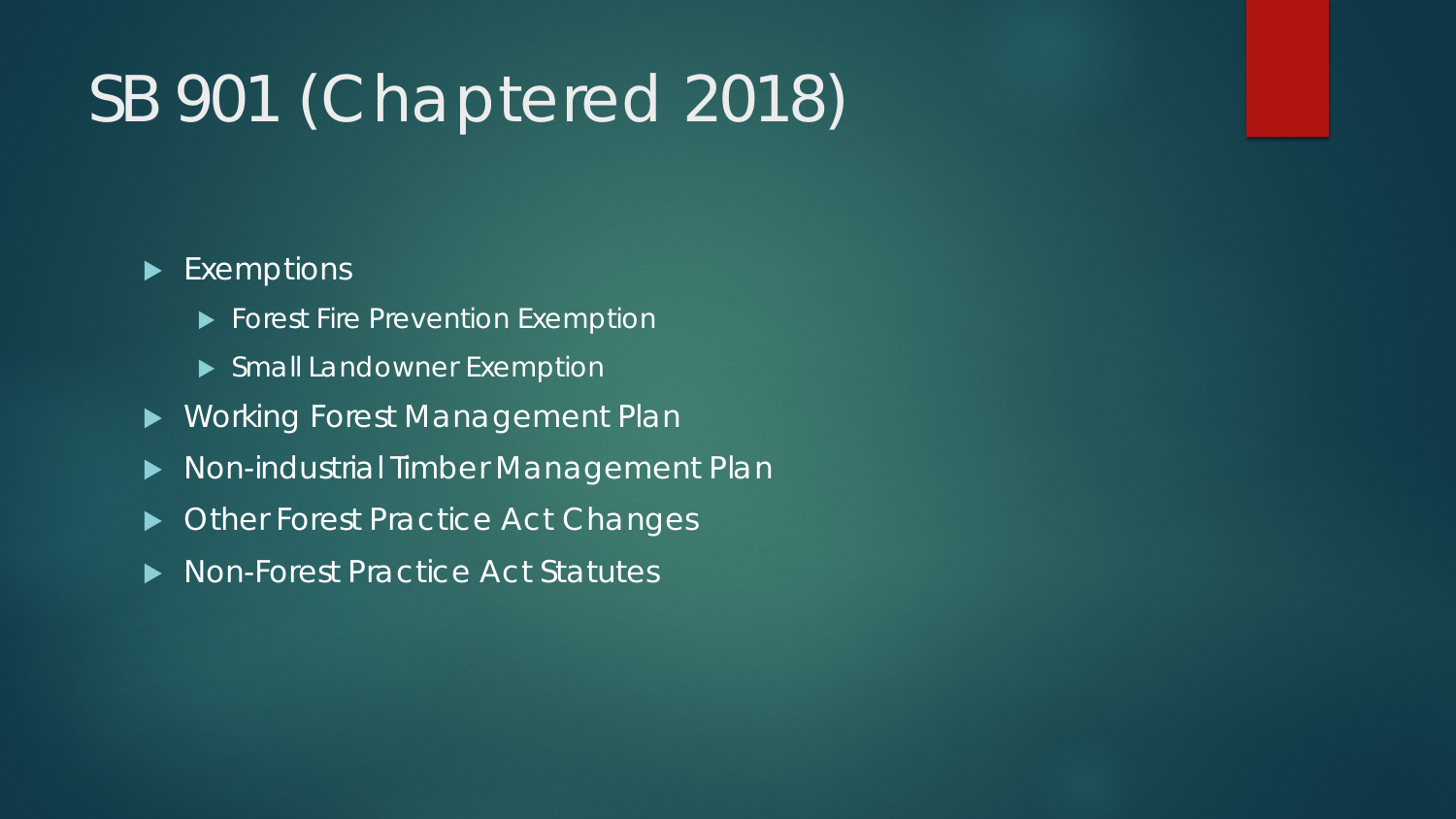# SB 901 (Chaptered 2018)

- Exemptions
  - Forest Fire Prevention Exemption
  - Small Landowner Exemption
- Working Forest Management Plan
- Non-industrial Timber Management Plan
- Other Forest Practice Act Changes
- Non-Forest Practice Act Statutes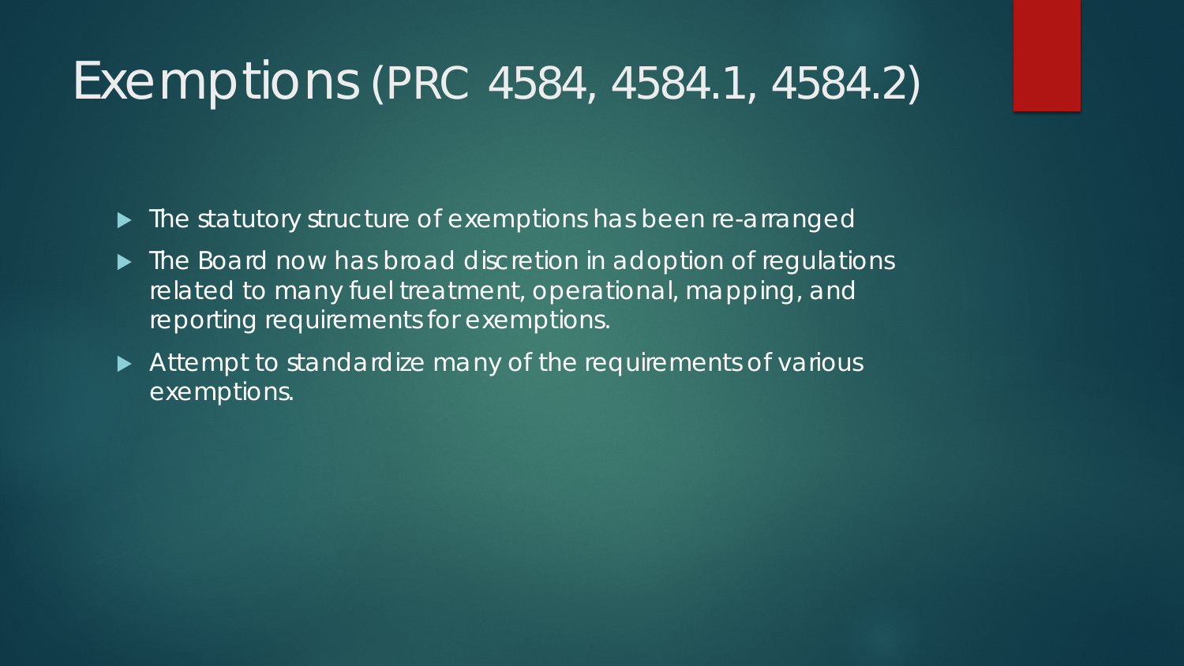# Exemptions (PRC 4584, 4584.1, 4584.2)

- The statutory structure of exemptions has been re-arranged
- The Board now has broad discretion in adoption of regulations related to many fuel treatment, operational, mapping, and reporting requirements for exemptions.
- Attempt to standardize many of the requirements of various exemptions.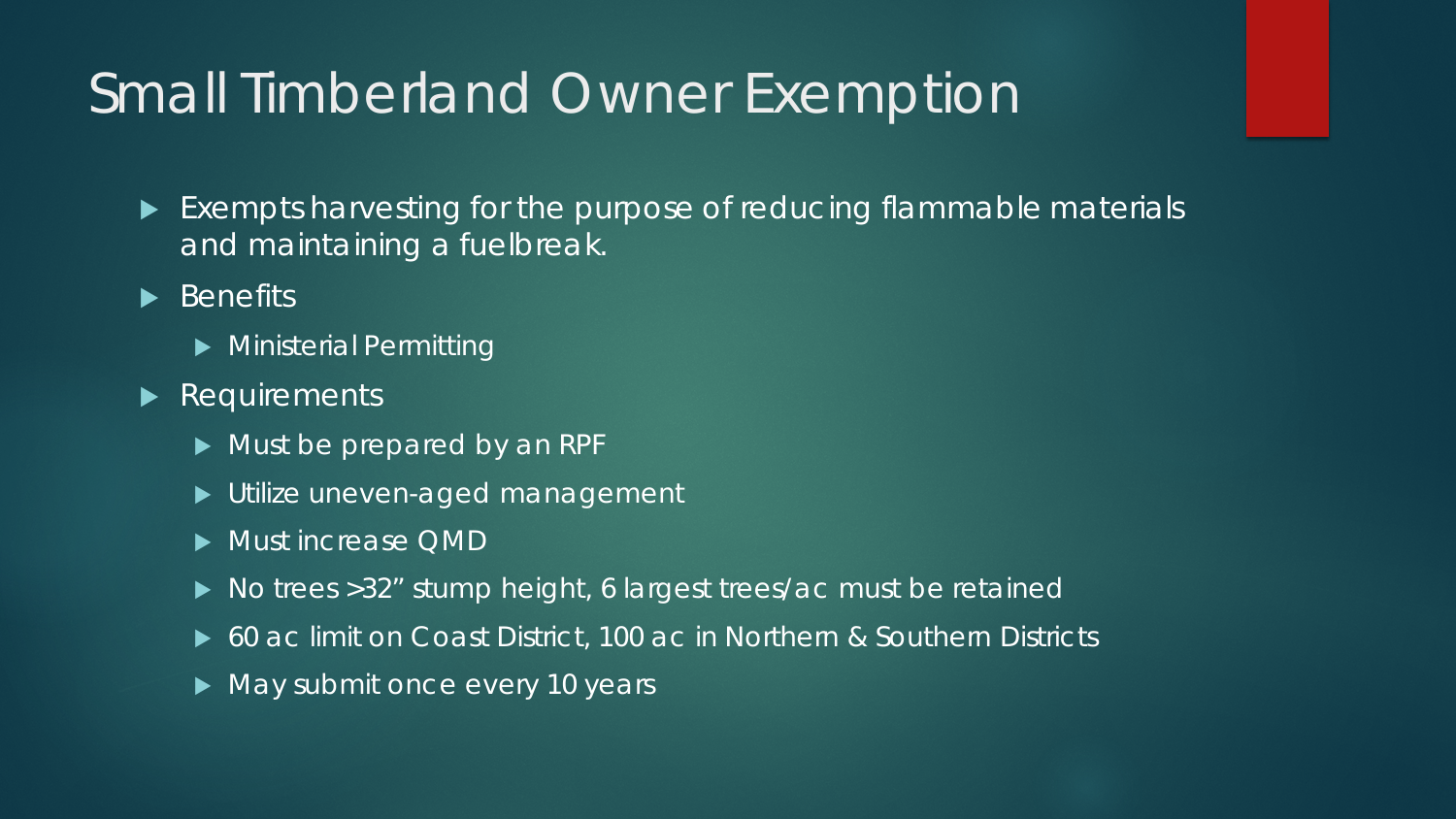# Small Timberland Owner Exemption

- Exempts harvesting for the purpose of reducing flammable materials and maintaining a fuelbreak.
- Benefits
  - Ministerial Permitting
- Requirements
  - Must be prepared by an RPF
  - Utilize uneven-aged management
  - Must increase QMD
  - No trees >32” stump height, 6 largest trees/ac must be retained
  - 60 ac limit on Coast District, 100 ac in Northern & Southern Districts
  - May submit once every 10 years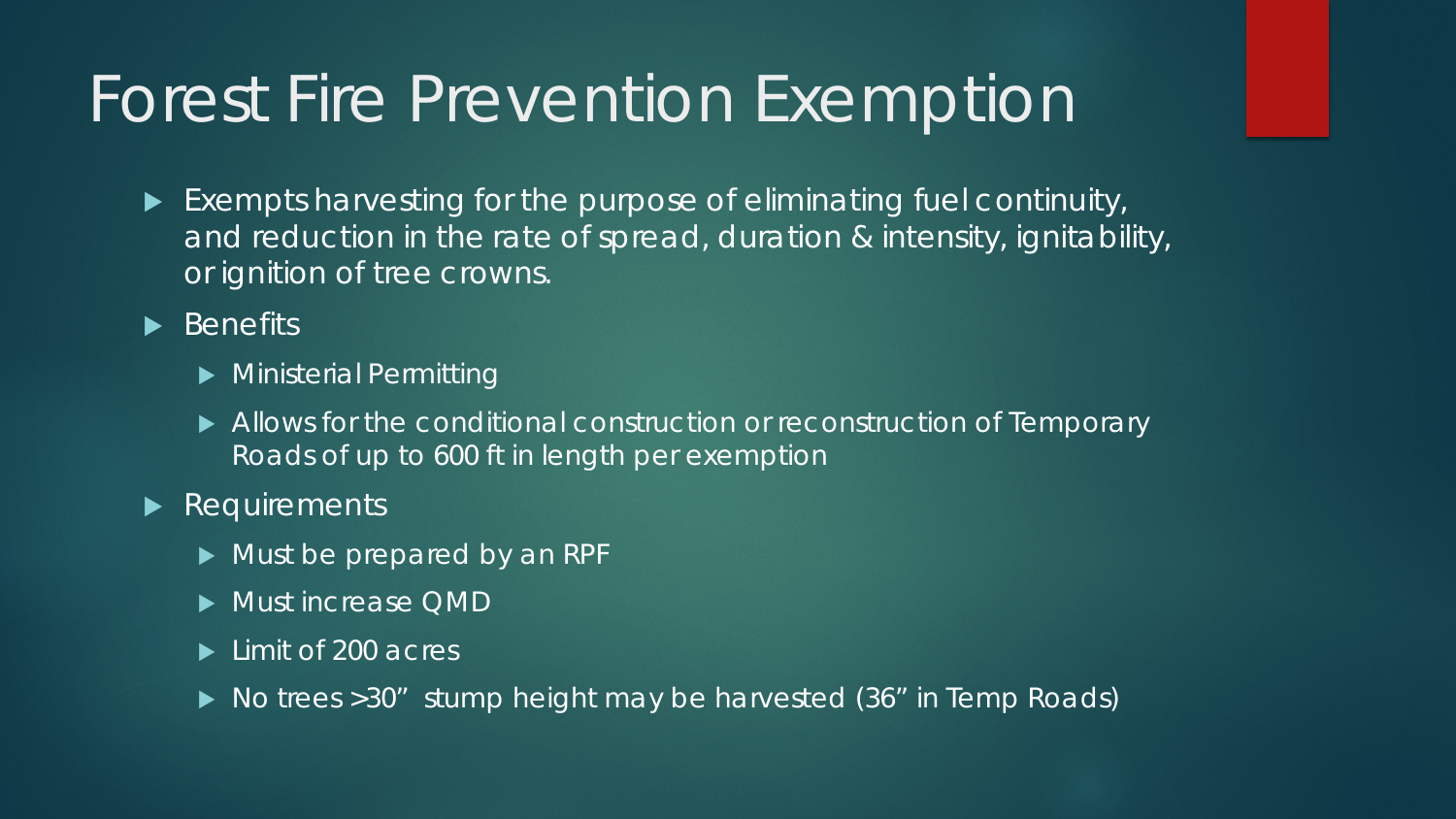# Forest Fire Prevention Exemption

- Exempts harvesting for the purpose of eliminating fuel continuity, and reduction in the rate of spread, duration & intensity, ignitability, or ignition of tree crowns.
- Benefits
  - Ministerial Permitting
  - Allows for the conditional construction or reconstruction of Temporary Roads of up to 600 ft in length per exemption
- Requirements
  - Must be prepared by an RPF
  - Must increase QMD
  - Limit of 200 acres
  - No trees >30" stump height may be harvested (36" in Temp Roads)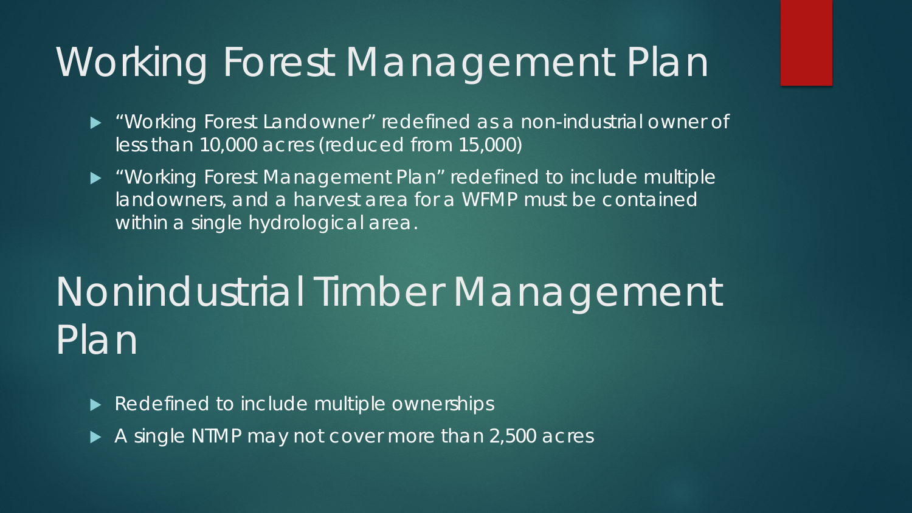# Working Forest Management Plan

- "Working Forest Landowner" redefined as a non-industrial owner of less than 10,000 acres (reduced from 15,000)
- "Working Forest Management Plan" redefined to include multiple landowners, and a harvest area for a WFMP must be contained within a single hydrological area.

# Nonindustrial Timber Management Plan

- Redefined to include multiple ownerships
- A single NTMP may not cover more than 2,500 acres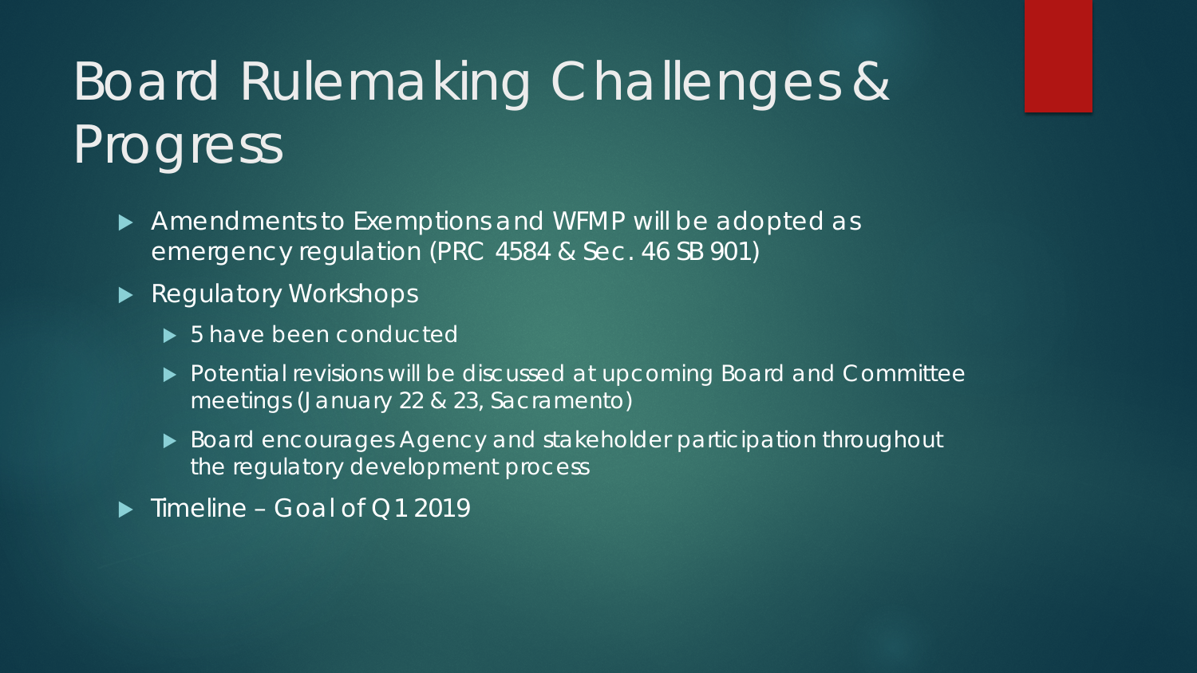# Board Rulemaking Challenges & Progress

- Amendments to Exemptions and WFMP will be adopted as emergency regulation (PRC 4584 & Sec. 46 SB 901)
- Regulatory Workshops
  - 5 have been conducted
  - Potential revisions will be discussed at upcoming Board and Committee meetings (January 22 & 23, Sacramento)
  - Board encourages Agency and stakeholder participation throughout the regulatory development process
- Timeline – Goal of Q1 2019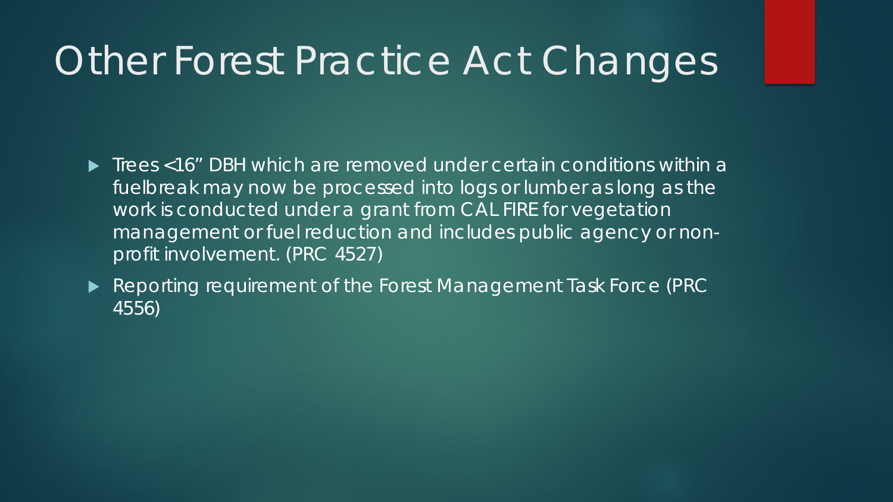# Other Forest Practice Act Changes

- Trees <16” DBH which are removed under certain conditions within a fuelbreak may now be processed into logs or lumber as long as the work is conducted under a grant from CAL FIRE for vegetation management or fuel reduction and includes public agency or non-profit involvement. (PRC 4527)
- Reporting requirement of the Forest Management Task Force (PRC 4556)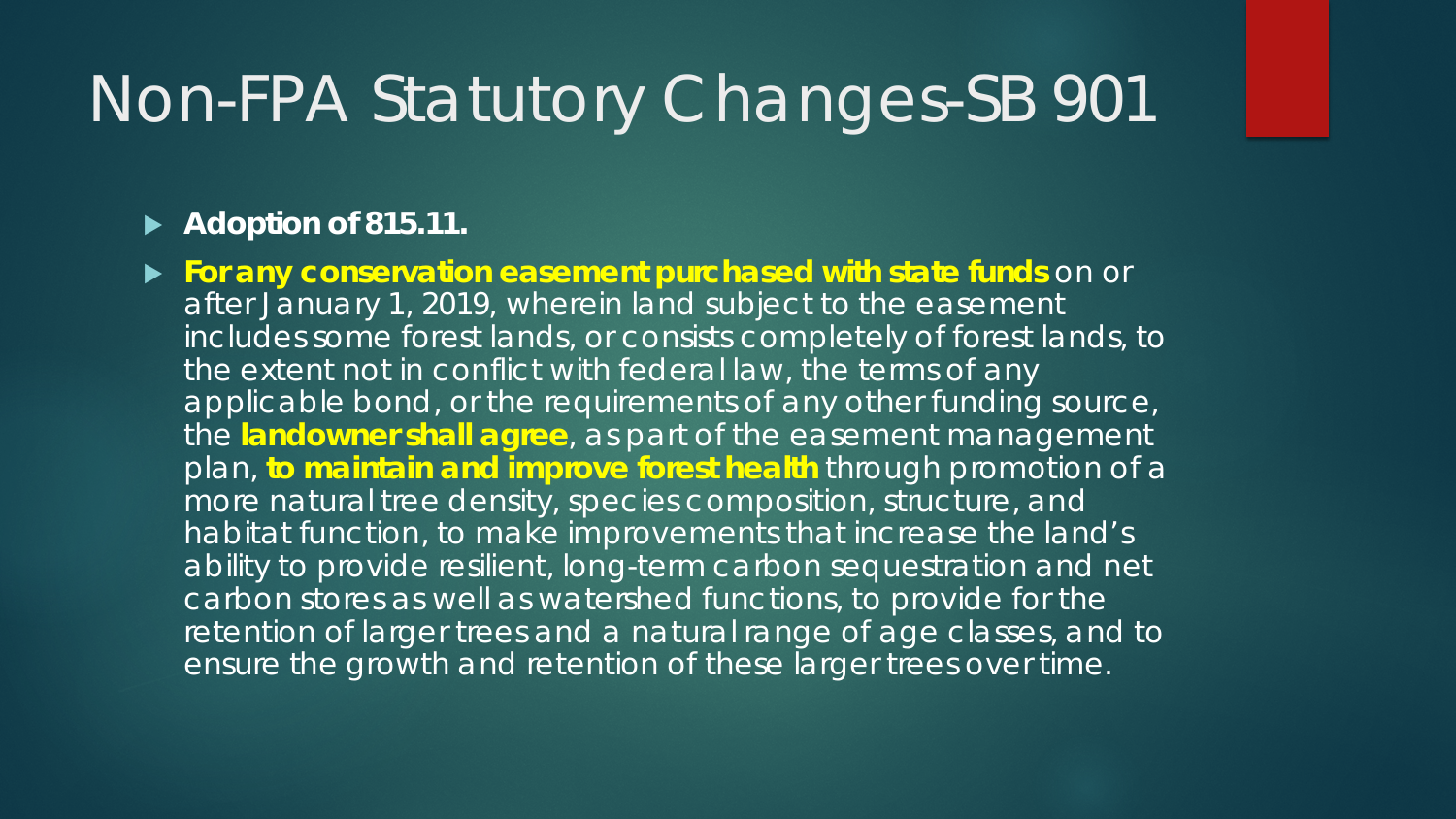# Non-FPA Statutory Changes-SB 901

- **Adoption of 815.11.**
- **For any conservation easement purchased with state funds** on or after January 1, 2019, wherein land subject to the easement includes some forest lands, or consists completely of forest lands, to the extent not in conflict with federal law, the terms of any applicable bond, or the requirements of any other funding source, the **landowner shall agree**, as part of the easement management plan, **to maintain and improve forest health** through promotion of a more natural tree density, species composition, structure, and habitat function, to make improvements that increase the land's ability to provide resilient, long-term carbon sequestration and net carbon stores as well as watershed functions, to provide for the retention of larger trees and a natural range of age classes, and to ensure the growth and retention of these larger trees over time.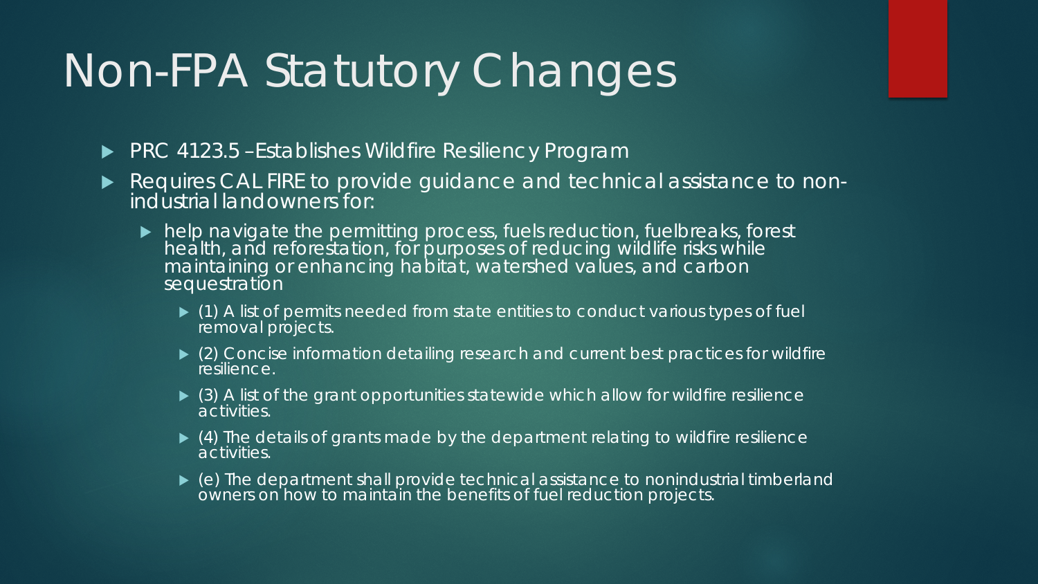# Non-FPA Statutory Changes

- PRC 4123.5 –Establishes Wildfire Resiliency Program
- Requires CAL FIRE to provide guidance and technical assistance to non-industrial landowners for:
  - help navigate the permitting process, fuels reduction, fuelbreaks, forest health, and reforestation, for purposes of reducing wildlife risks while maintaining or enhancing habitat, watershed values, and carbon sequestration
    - (1) A list of permits needed from state entities to conduct various types of fuel removal projects.
    - (2) Concise information detailing research and current best practices for wildfire resilience.
    - (3) A list of the grant opportunities statewide which allow for wildfire resilience activities.
    - (4) The details of grants made by the department relating to wildfire resilience activities.
    - (e) The department shall provide technical assistance to nonindustrial timberland owners on how to maintain the benefits of fuel reduction projects.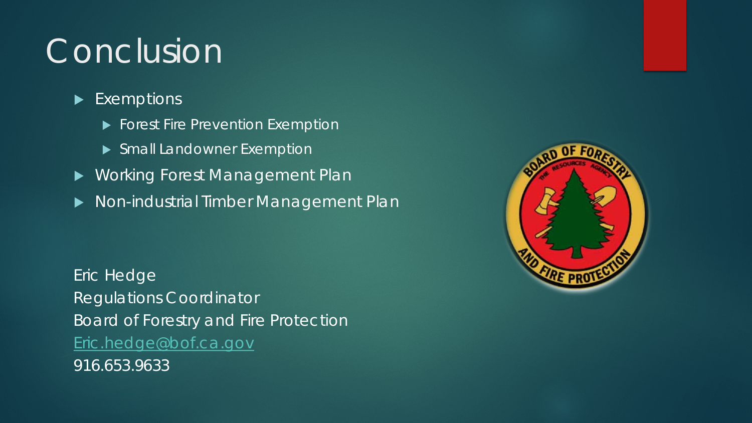# Conclusion

- Exemptions
  - Forest Fire Prevention Exemption
  - Small Landowner Exemption
- Working Forest Management Plan
- Non-industrial Timber Management Plan

Eric Hedge
Regulations Coordinator
Board of Forestry and Fire Protection
Eric.hedge@bof.ca.gov
916.653.9633